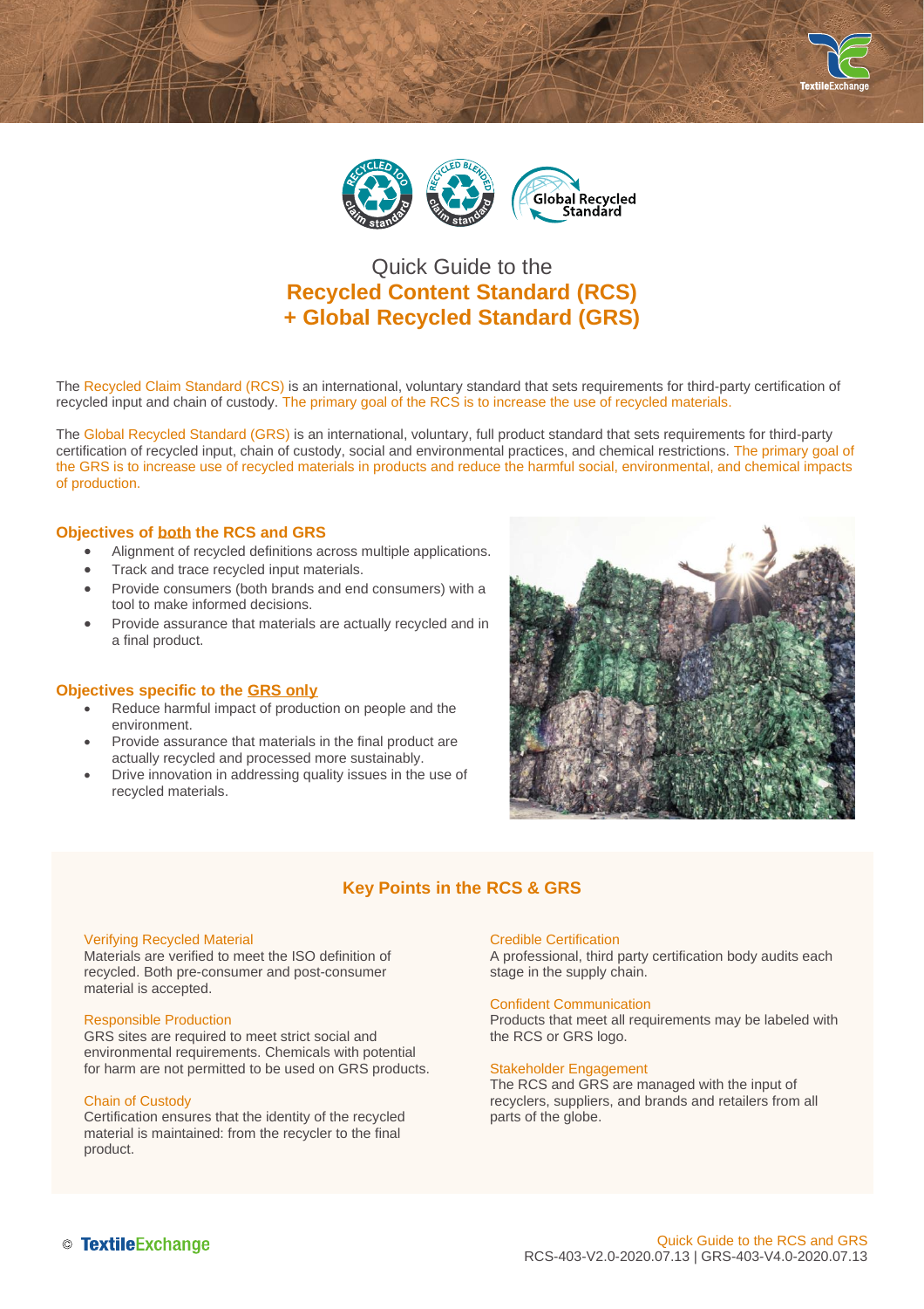# Quick Guide to the Recycled Content Standard (RCS) + Global Recycled Standard (GRS)

The Recycled Claim Standard (RCS) is an international, voluntary standard that sets requirements for third-party certification of recycled input and chain of custody. The primary goal of the RCS is to increase the use of recycled materials.

The Global Recycled Standard (GRS) is an international, voluntary, full product standard that sets requirements for third-party certification of recycled input, chain of custody, social and environmental practices, and chemical restrictions. The primary goal of the GRS is to increase use of recycled materials in products and reduce the harmful social, environmental, and chemical impacts of production.

### Objectives of both the RCS and GRS

- Alignment of recycled definitions across multiple applications.
- Track and trace recycled input materials.
- Provide consumers (both brands and end consumers) with a tool to make informed decisions.
- Provide assurance that materials are actually recycled and in a final product.

### Objectives specific to the GRS only

- Reduce harmful impact of production on people and the environment.
- Provide assurance that materials in the final product are actually recycled and processed more sustainably.
- Drive innovation in addressing quality issues in the use of recycled materials.

## Key Points in the RCS & GRS

**Verifying Recycled Material**
Materials are verified to meet the ISO definition of recycled. Both pre-consumer and post-consumer material is accepted.

**Responsible Production**
GRS sites are required to meet strict social and environmental requirements. Chemicals with potential for harm are not permitted to be used on GRS products.

**Chain of Custody**
Certification ensures that the identity of the recycled material is maintained: from the recycler to the final product.

**Credible Certification**
A professional, third party certification body audits each stage in the supply chain.

**Confident Communication**
Products that meet all requirements may be labeled with the RCS or GRS logo.

**Stakeholder Engagement**
The RCS and GRS are managed with the input of recyclers, suppliers, and brands and retailers from all parts of the globe.

© TextileExchange

Quick Guide to the RCS and GRS
RCS-403-V2.0-2020.07.13 | GRS-403-V4.0-2020.07.13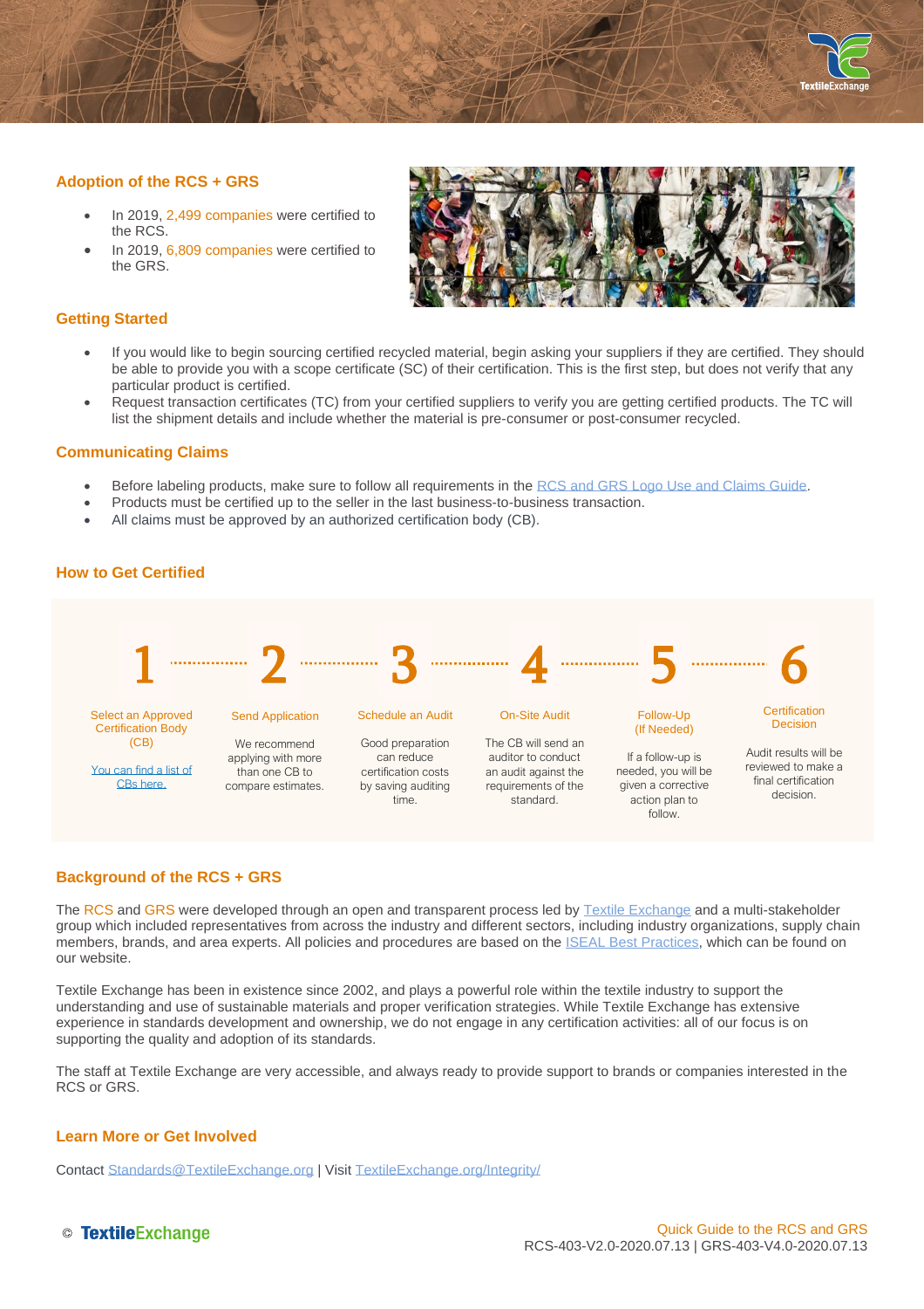## Adoption of the RCS + GRS

- In 2019, 2,499 companies were certified to the RCS.
- In 2019, 6,809 companies were certified to the GRS.

## Getting Started

- If you would like to begin sourcing certified recycled material, begin asking your suppliers if they are certified. They should be able to provide you with a scope certificate (SC) of their certification. This is the first step, but does not verify that any particular product is certified.
- Request transaction certificates (TC) from your certified suppliers to verify you are getting certified products. The TC will list the shipment details and include whether the material is pre-consumer or post-consumer recycled.

## Communicating Claims

- Before labeling products, make sure to follow all requirements in the RCS and GRS Logo Use and Claims Guide.
- Products must be certified up to the seller in the last business-to-business transaction.
- All claims must be approved by an authorized certification body (CB).

## How to Get Certified

**1. Select an Approved Certification Body (CB)**

You can find a list of CBs here.

**2. Send Application**

We recommend applying with more than one CB to compare estimates.

**3. Schedule an Audit**

Good preparation can reduce certification costs by saving auditing time.

**4. On-Site Audit**

The CB will send an auditor to conduct an audit against the requirements of the standard.

**5. Follow-Up (If Needed)**

If a follow-up is needed, you will be given a corrective action plan to follow.

**6. Certification Decision**

Audit results will be reviewed to make a final certification decision.

## Background of the RCS + GRS

The RCS and GRS were developed through an open and transparent process led by Textile Exchange and a multi-stakeholder group which included representatives from across the industry and different sectors, including industry organizations, supply chain members, brands, and area experts. All policies and procedures are based on the ISEAL Best Practices, which can be found on our website.

Textile Exchange has been in existence since 2002, and plays a powerful role within the textile industry to support the understanding and use of sustainable materials and proper verification strategies. While Textile Exchange has extensive experience in standards development and ownership, we do not engage in any certification activities: all of our focus is on supporting the quality and adoption of its standards.

The staff at Textile Exchange are very accessible, and always ready to provide support to brands or companies interested in the RCS or GRS.

## Learn More or Get Involved

Contact Standards@TextileExchange.org | Visit TextileExchange.org/Integrity/

© TextileExchange

Quick Guide to the RCS and GRS
RCS-403-V2.0-2020.07.13 | GRS-403-V4.0-2020.07.13